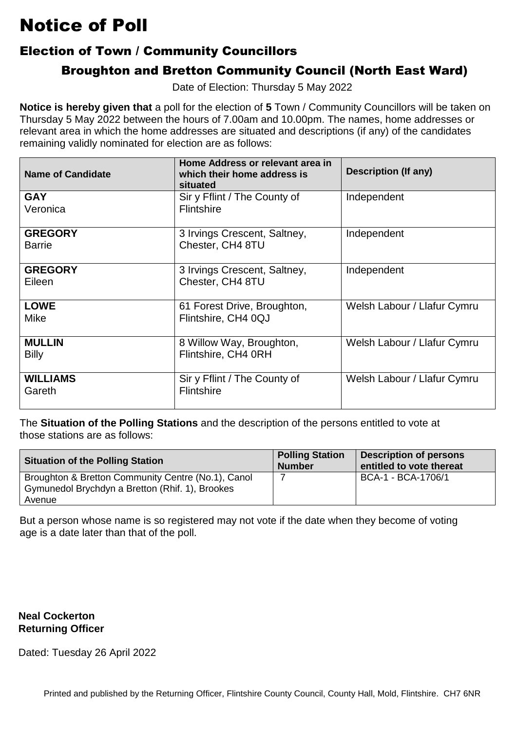# Notice of Poll

## Election of Town / Community Councillors

### Broughton and Bretton Community Council (North East Ward)

Date of Election: Thursday 5 May 2022

**Notice is hereby given that** a poll for the election of **5** Town / Community Councillors will be taken on Thursday 5 May 2022 between the hours of 7.00am and 10.00pm. The names, home addresses or relevant area in which the home addresses are situated and descriptions (if any) of the candidates remaining validly nominated for election are as follows:

| Name of Candidate | Home Address or relevant area in which their home address is situated | Description (If any) |
|---|---|---|
| **GAY** Veronica | Sir y Fflint / The County of Flintshire | Independent |
| **GREGORY** Barrie | 3 Irvings Crescent, Saltney, Chester, CH4 8TU | Independent |
| **GREGORY** Eileen | 3 Irvings Crescent, Saltney, Chester, CH4 8TU | Independent |
| **LOWE** Mike | 61 Forest Drive, Broughton, Flintshire, CH4 0QJ | Welsh Labour / Llafur Cymru |
| **MULLIN** Billy | 8 Willow Way, Broughton, Flintshire, CH4 0RH | Welsh Labour / Llafur Cymru |
| **WILLIAMS** Gareth | Sir y Fflint / The County of Flintshire | Welsh Labour / Llafur Cymru |

The **Situation of the Polling Stations** and the description of the persons entitled to vote at those stations are as follows:

| Situation of the Polling Station | Polling Station Number | Description of persons entitled to vote thereat |
|---|---|---|
| Broughton & Bretton Community Centre (No.1), Canol Gymunedol Brychdyn a Bretton (Rhif. 1), Brookes Avenue | 7 | BCA-1 - BCA-1706/1 |

But a person whose name is so registered may not vote if the date when they become of voting age is a date later than that of the poll.

**Neal Cockerton**
**Returning Officer**

Dated: Tuesday 26 April 2022

Printed and published by the Returning Officer, Flintshire County Council, County Hall, Mold, Flintshire. CH7 6NR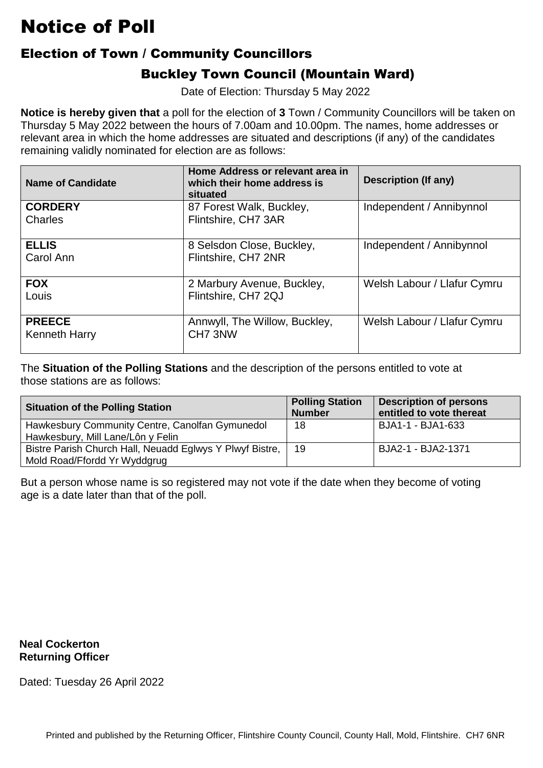# Notice of Poll

## Election of Town / Community Councillors

### Buckley Town Council (Mountain Ward)

Date of Election: Thursday 5 May 2022

**Notice is hereby given that** a poll for the election of **3** Town / Community Councillors will be taken on Thursday 5 May 2022 between the hours of 7.00am and 10.00pm. The names, home addresses or relevant area in which the home addresses are situated and descriptions (if any) of the candidates remaining validly nominated for election are as follows:

| Name of Candidate | Home Address or relevant area in which their home address is situated | Description (If any) |
|---|---|---|
| **CORDERY** Charles | 87 Forest Walk, Buckley, Flintshire, CH7 3AR | Independent / Annibynnol |
| **ELLIS** Carol Ann | 8 Selsdon Close, Buckley, Flintshire, CH7 2NR | Independent / Annibynnol |
| **FOX** Louis | 2 Marbury Avenue, Buckley, Flintshire, CH7 2QJ | Welsh Labour / Llafur Cymru |
| **PREECE** Kenneth Harry | Annwyll, The Willow, Buckley, CH7 3NW | Welsh Labour / Llafur Cymru |

The **Situation of the Polling Stations** and the description of the persons entitled to vote at those stations are as follows:

| Situation of the Polling Station | Polling Station Number | Description of persons entitled to vote thereat |
|---|---|---|
| Hawkesbury Community Centre, Canolfan Gymunedol Hawkesbury, Mill Lane/Lôn y Felin | 18 | BJA1-1 - BJA1-633 |
| Bistre Parish Church Hall, Neuadd Eglwys Y Plwyf Bistre, Mold Road/Ffordd Yr Wyddgrug | 19 | BJA2-1 - BJA2-1371 |

But a person whose name is so registered may not vote if the date when they become of voting age is a date later than that of the poll.

**Neal Cockerton**
**Returning Officer**

Dated: Tuesday 26 April 2022

Printed and published by the Returning Officer, Flintshire County Council, County Hall, Mold, Flintshire. CH7 6NR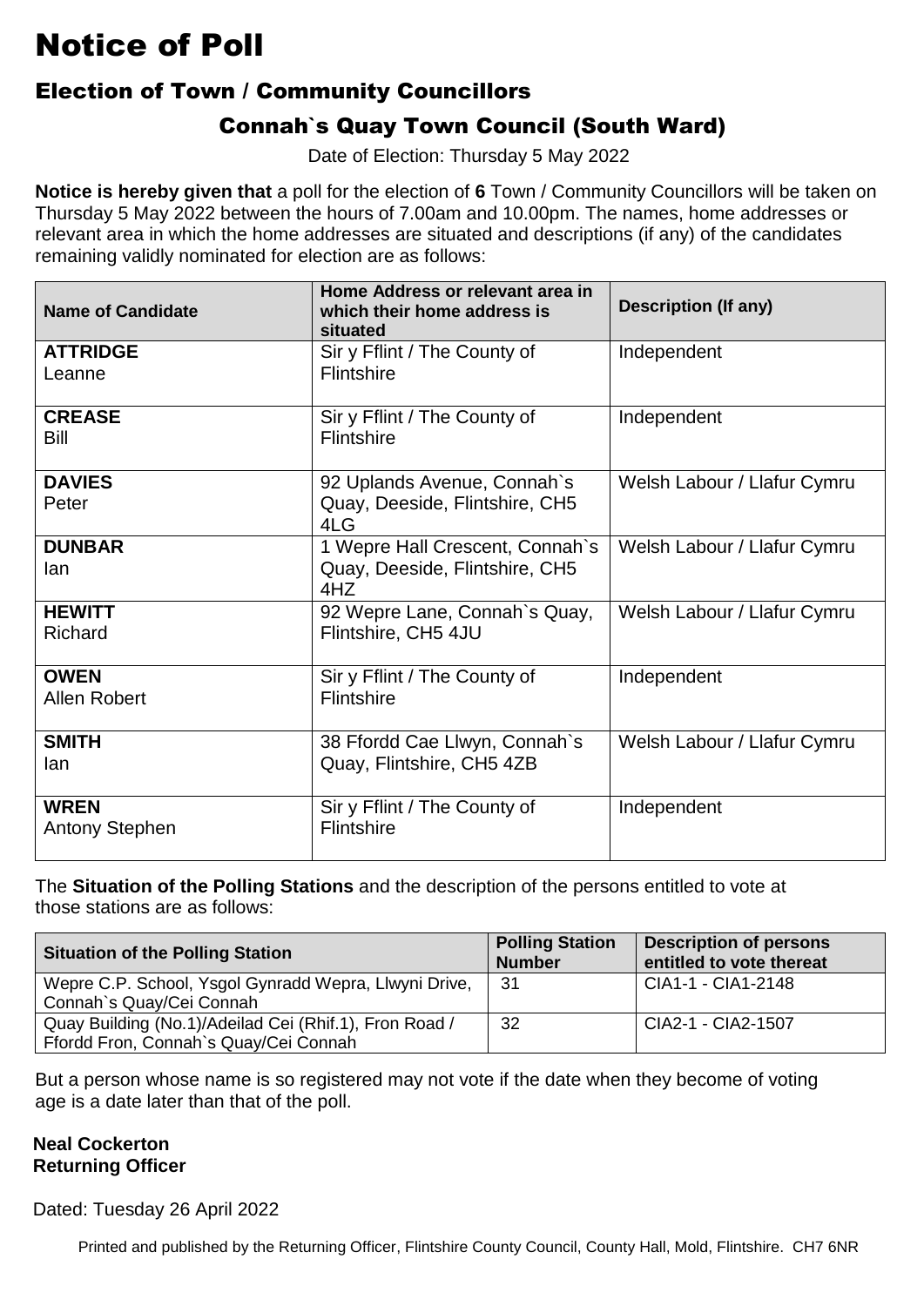# Notice of Poll

## Election of Town / Community Councillors

### Connah`s Quay Town Council (South Ward)

Date of Election: Thursday 5 May 2022

**Notice is hereby given that** a poll for the election of **6** Town / Community Councillors will be taken on Thursday 5 May 2022 between the hours of 7.00am and 10.00pm. The names, home addresses or relevant area in which the home addresses are situated and descriptions (if any) of the candidates remaining validly nominated for election are as follows:

| Name of Candidate | Home Address or relevant area in which their home address is situated | Description (If any) |
|---|---|---|
| **ATTRIDGE** Leanne | Sir y Fflint / The County of Flintshire | Independent |
| **CREASE** Bill | Sir y Fflint / The County of Flintshire | Independent |
| **DAVIES** Peter | 92 Uplands Avenue, Connah`s Quay, Deeside, Flintshire, CH5 4LG | Welsh Labour / Llafur Cymru |
| **DUNBAR** Ian | 1 Wepre Hall Crescent, Connah`s Quay, Deeside, Flintshire, CH5 4HZ | Welsh Labour / Llafur Cymru |
| **HEWITT** Richard | 92 Wepre Lane, Connah`s Quay, Flintshire, CH5 4JU | Welsh Labour / Llafur Cymru |
| **OWEN** Allen Robert | Sir y Fflint / The County of Flintshire | Independent |
| **SMITH** Ian | 38 Ffordd Cae Llwyn, Connah`s Quay, Flintshire, CH5 4ZB | Welsh Labour / Llafur Cymru |
| **WREN** Antony Stephen | Sir y Fflint / The County of Flintshire | Independent |

The **Situation of the Polling Stations** and the description of the persons entitled to vote at those stations are as follows:

| Situation of the Polling Station | Polling Station Number | Description of persons entitled to vote thereat |
|---|---|---|
| Wepre C.P. School, Ysgol Gynradd Wepra, Llwyni Drive, Connah`s Quay/Cei Connah | 31 | CIA1-1 - CIA1-2148 |
| Quay Building (No.1)/Adeilad Cei (Rhif.1), Fron Road / Ffordd Fron, Connah`s Quay/Cei Connah | 32 | CIA2-1 - CIA2-1507 |

But a person whose name is so registered may not vote if the date when they become of voting age is a date later than that of the poll.

**Neal Cockerton**
**Returning Officer**

Dated: Tuesday 26 April 2022

Printed and published by the Returning Officer, Flintshire County Council, County Hall, Mold, Flintshire. CH7 6NR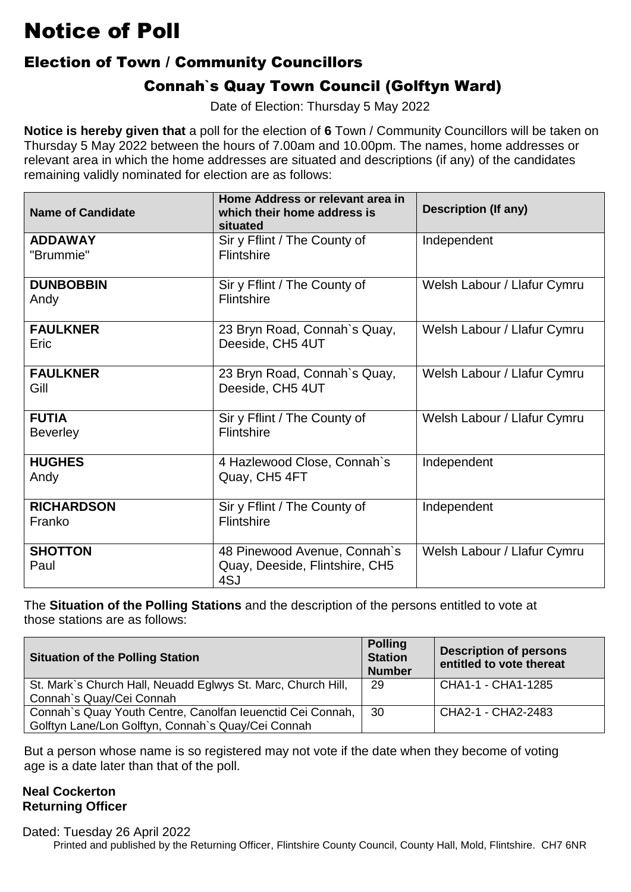# Notice of Poll

## Election of Town / Community Councillors

### Connah`s Quay Town Council (Golftyn Ward)

Date of Election: Thursday 5 May 2022

**Notice is hereby given that** a poll for the election of **6** Town / Community Councillors will be taken on Thursday 5 May 2022 between the hours of 7.00am and 10.00pm. The names, home addresses or relevant area in which the home addresses are situated and descriptions (if any) of the candidates remaining validly nominated for election are as follows:

| Name of Candidate | Home Address or relevant area in which their home address is situated | Description (If any) |
|---|---|---|
| **ADDAWAY** "Brummie" | Sir y Fflint / The County of Flintshire | Independent |
| **DUNBOBBIN** Andy | Sir y Fflint / The County of Flintshire | Welsh Labour / Llafur Cymru |
| **FAULKNER** Eric | 23 Bryn Road, Connah`s Quay, Deeside, CH5 4UT | Welsh Labour / Llafur Cymru |
| **FAULKNER** Gill | 23 Bryn Road, Connah`s Quay, Deeside, CH5 4UT | Welsh Labour / Llafur Cymru |
| **FUTIA** Beverley | Sir y Fflint / The County of Flintshire | Welsh Labour / Llafur Cymru |
| **HUGHES** Andy | 4 Hazlewood Close, Connah`s Quay, CH5 4FT | Independent |
| **RICHARDSON** Franko | Sir y Fflint / The County of Flintshire | Independent |
| **SHOTTON** Paul | 48 Pinewood Avenue, Connah`s Quay, Deeside, Flintshire, CH5 4SJ | Welsh Labour / Llafur Cymru |

The **Situation of the Polling Stations** and the description of the persons entitled to vote at those stations are as follows:

| Situation of the Polling Station | Polling Station Number | Description of persons entitled to vote thereat |
|---|---|---|
| St. Mark`s Church Hall, Neuadd Eglwys St. Marc, Church Hill, Connah`s Quay/Cei Connah | 29 | CHA1-1 - CHA1-1285 |
| Connah`s Quay Youth Centre, Canolfan Ieuenctid Cei Connah, Golftyn Lane/Lon Golftyn, Connah`s Quay/Cei Connah | 30 | CHA2-1 - CHA2-2483 |

But a person whose name is so registered may not vote if the date when they become of voting age is a date later than that of the poll.

**Neal Cockerton**
**Returning Officer**

Dated: Tuesday 26 April 2022

Printed and published by the Returning Officer, Flintshire County Council, County Hall, Mold, Flintshire. CH7 6NR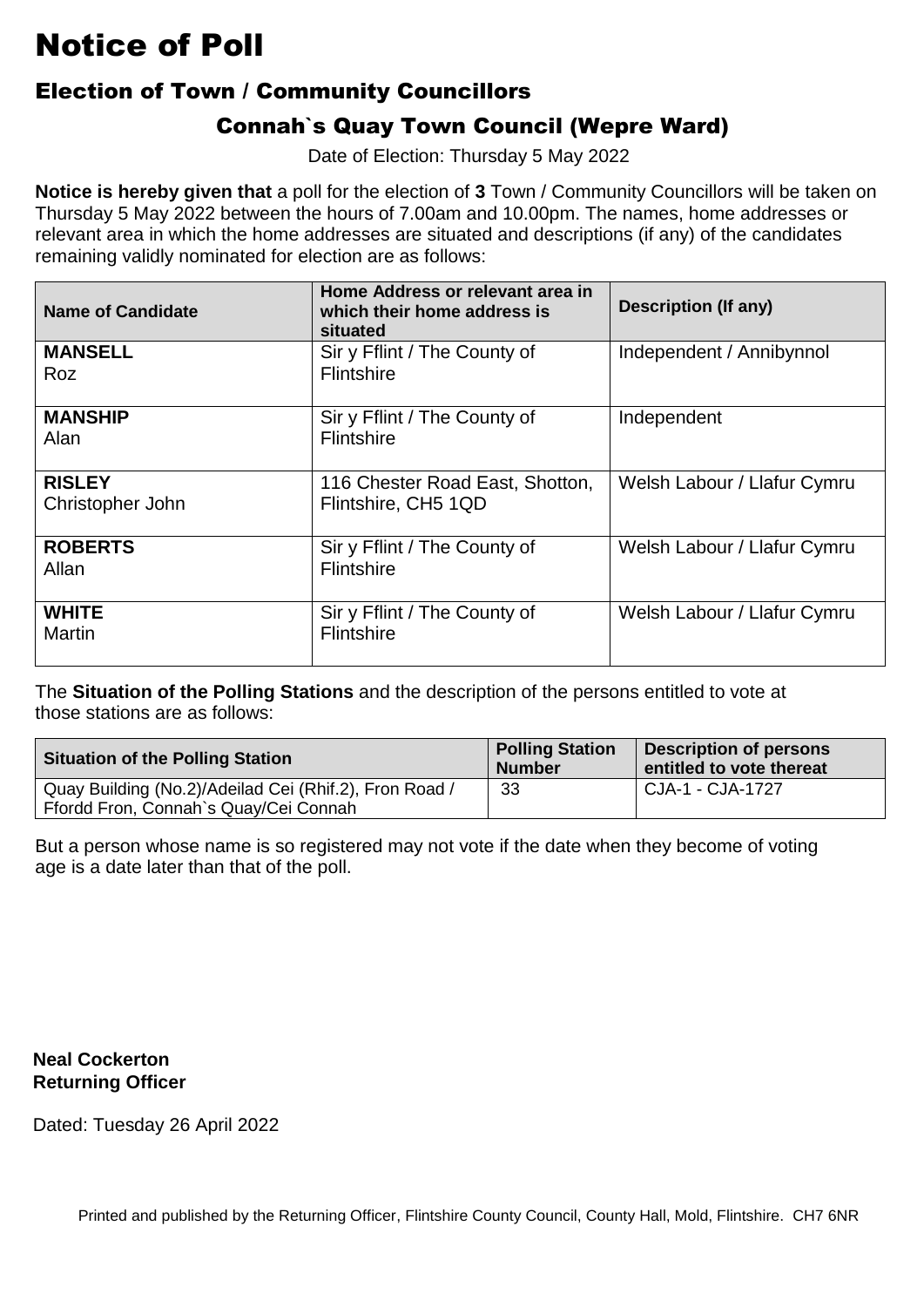# Notice of Poll

## Election of Town / Community Councillors

### Connah`s Quay Town Council (Wepre Ward)

Date of Election: Thursday 5 May 2022

**Notice is hereby given that** a poll for the election of **3** Town / Community Councillors will be taken on Thursday 5 May 2022 between the hours of 7.00am and 10.00pm. The names, home addresses or relevant area in which the home addresses are situated and descriptions (if any) of the candidates remaining validly nominated for election are as follows:

| Name of Candidate | Home Address or relevant area in which their home address is situated | Description (If any) |
|---|---|---|
| **MANSELL** Roz | Sir y Fflint / The County of Flintshire | Independent / Annibynnol |
| **MANSHIP** Alan | Sir y Fflint / The County of Flintshire | Independent |
| **RISLEY** Christopher John | 116 Chester Road East, Shotton, Flintshire, CH5 1QD | Welsh Labour / Llafur Cymru |
| **ROBERTS** Allan | Sir y Fflint / The County of Flintshire | Welsh Labour / Llafur Cymru |
| **WHITE** Martin | Sir y Fflint / The County of Flintshire | Welsh Labour / Llafur Cymru |

The **Situation of the Polling Stations** and the description of the persons entitled to vote at those stations are as follows:

| Situation of the Polling Station | Polling Station Number | Description of persons entitled to vote thereat |
|---|---|---|
| Quay Building (No.2)/Adeilad Cei (Rhif.2), Fron Road / Ffordd Fron, Connah`s Quay/Cei Connah | 33 | CJA-1 - CJA-1727 |

But a person whose name is so registered may not vote if the date when they become of voting age is a date later than that of the poll.

**Neal Cockerton**
**Returning Officer**

Dated: Tuesday 26 April 2022

Printed and published by the Returning Officer, Flintshire County Council, County Hall, Mold, Flintshire. CH7 6NR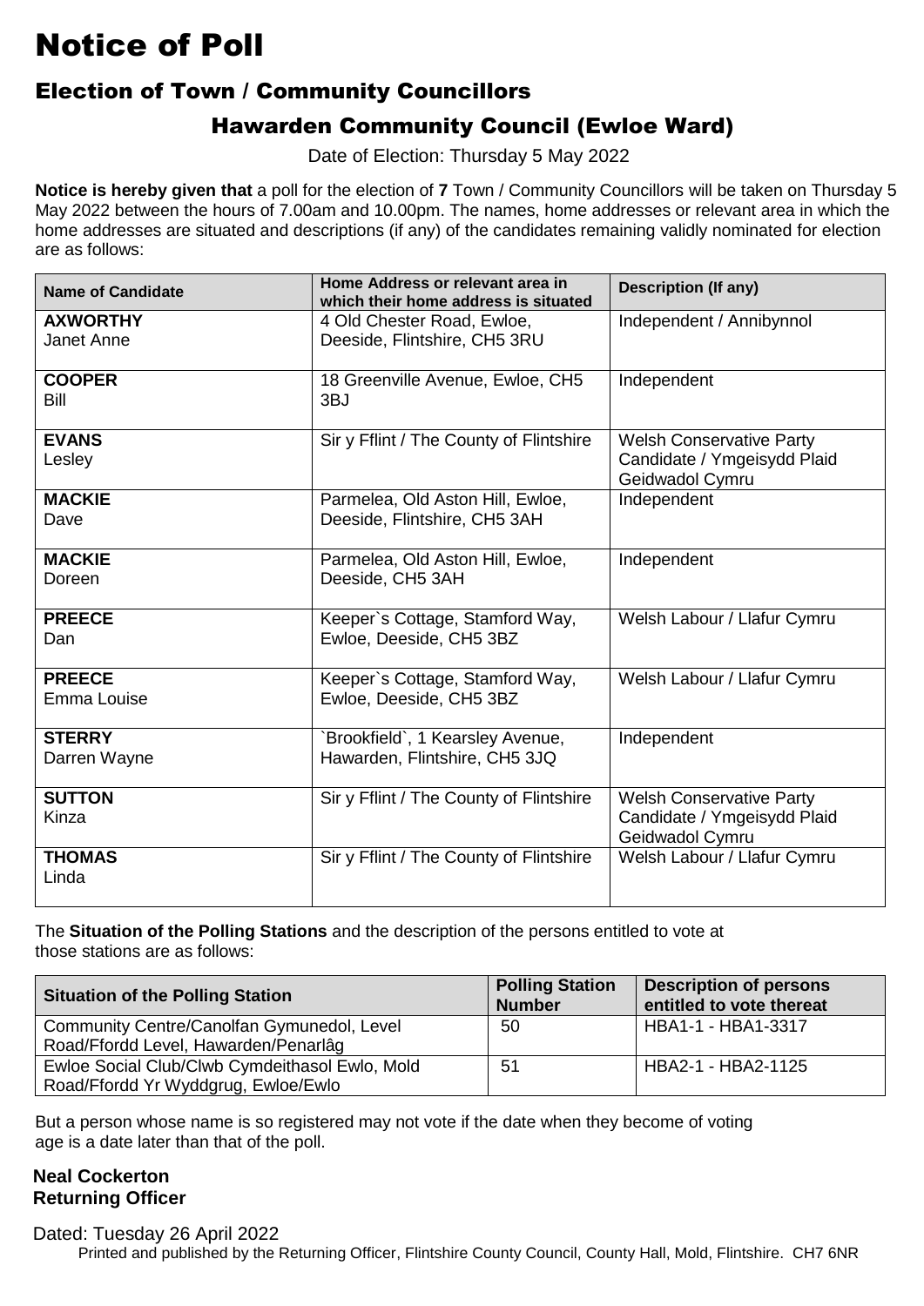# Notice of Poll

## Election of Town / Community Councillors

### Hawarden Community Council (Ewloe Ward)

Date of Election: Thursday 5 May 2022

**Notice is hereby given that** a poll for the election of **7** Town / Community Councillors will be taken on Thursday 5 May 2022 between the hours of 7.00am and 10.00pm. The names, home addresses or relevant area in which the home addresses are situated and descriptions (if any) of the candidates remaining validly nominated for election are as follows:

| Name of Candidate | Home Address or relevant area in which their home address is situated | Description (If any) |
|---|---|---|
| **AXWORTHY** Janet Anne | 4 Old Chester Road, Ewloe, Deeside, Flintshire, CH5 3RU | Independent / Annibynnol |
| **COOPER** Bill | 18 Greenville Avenue, Ewloe, CH5 3BJ | Independent |
| **EVANS** Lesley | Sir y Fflint / The County of Flintshire | Welsh Conservative Party Candidate / Ymgeisydd Plaid Geidwadol Cymru |
| **MACKIE** Dave | Parmelea, Old Aston Hill, Ewloe, Deeside, Flintshire, CH5 3AH | Independent |
| **MACKIE** Doreen | Parmelea, Old Aston Hill, Ewloe, Deeside, CH5 3AH | Independent |
| **PREECE** Dan | Keeper`s Cottage, Stamford Way, Ewloe, Deeside, CH5 3BZ | Welsh Labour / Llafur Cymru |
| **PREECE** Emma Louise | Keeper`s Cottage, Stamford Way, Ewloe, Deeside, CH5 3BZ | Welsh Labour / Llafur Cymru |
| **STERRY** Darren Wayne | `Brookfield`, 1 Kearsley Avenue, Hawarden, Flintshire, CH5 3JQ | Independent |
| **SUTTON** Kinza | Sir y Fflint / The County of Flintshire | Welsh Conservative Party Candidate / Ymgeisydd Plaid Geidwadol Cymru |
| **THOMAS** Linda | Sir y Fflint / The County of Flintshire | Welsh Labour / Llafur Cymru |

The **Situation of the Polling Stations** and the description of the persons entitled to vote at those stations are as follows:

| Situation of the Polling Station | Polling Station Number | Description of persons entitled to vote thereat |
|---|---|---|
| Community Centre/Canolfan Gymunedol, Level Road/Ffordd Level, Hawarden/Penarlâg | 50 | HBA1-1 - HBA1-3317 |
| Ewloe Social Club/Clwb Cymdeithasol Ewlo, Mold Road/Ffordd Yr Wyddgrug, Ewloe/Ewlo | 51 | HBA2-1 - HBA2-1125 |

But a person whose name is so registered may not vote if the date when they become of voting age is a date later than that of the poll.

**Neal Cockerton**
**Returning Officer**

Dated: Tuesday 26 April 2022

Printed and published by the Returning Officer, Flintshire County Council, County Hall, Mold, Flintshire. CH7 6NR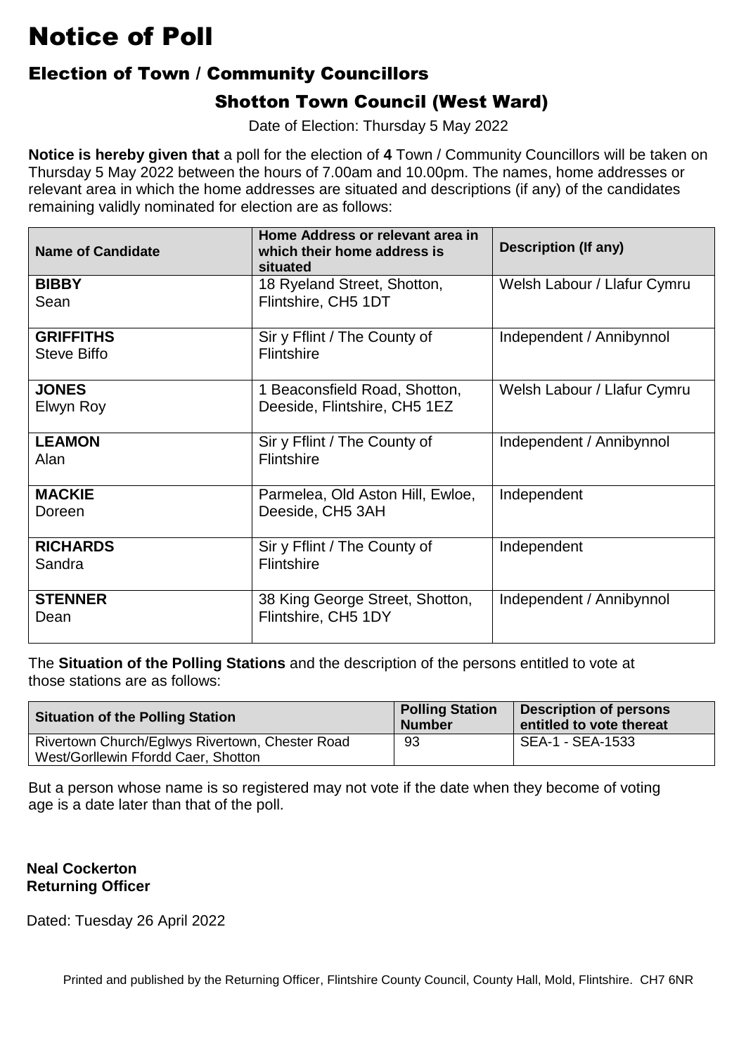# Notice of Poll

## Election of Town / Community Councillors

### Shotton Town Council (West Ward)

Date of Election: Thursday 5 May 2022

**Notice is hereby given that** a poll for the election of **4** Town / Community Councillors will be taken on Thursday 5 May 2022 between the hours of 7.00am and 10.00pm. The names, home addresses or relevant area in which the home addresses are situated and descriptions (if any) of the candidates remaining validly nominated for election are as follows:

| Name of Candidate | Home Address or relevant area in which their home address is situated | Description (If any) |
|---|---|---|
| **BIBBY** Sean | 18 Ryeland Street, Shotton, Flintshire, CH5 1DT | Welsh Labour / Llafur Cymru |
| **GRIFFITHS** Steve Biffo | Sir y Fflint / The County of Flintshire | Independent / Annibynnol |
| **JONES** Elwyn Roy | 1 Beaconsfield Road, Shotton, Deeside, Flintshire, CH5 1EZ | Welsh Labour / Llafur Cymru |
| **LEAMON** Alan | Sir y Fflint / The County of Flintshire | Independent / Annibynnol |
| **MACKIE** Doreen | Parmelea, Old Aston Hill, Ewloe, Deeside, CH5 3AH | Independent |
| **RICHARDS** Sandra | Sir y Fflint / The County of Flintshire | Independent |
| **STENNER** Dean | 38 King George Street, Shotton, Flintshire, CH5 1DY | Independent / Annibynnol |

The **Situation of the Polling Stations** and the description of the persons entitled to vote at those stations are as follows:

| Situation of the Polling Station | Polling Station Number | Description of persons entitled to vote thereat |
|---|---|---|
| Rivertown Church/Eglwys Rivertown, Chester Road West/Gorllewin Ffordd Caer, Shotton | 93 | SEA-1 - SEA-1533 |

But a person whose name is so registered may not vote if the date when they become of voting age is a date later than that of the poll.

**Neal Cockerton**
**Returning Officer**

Dated: Tuesday 26 April 2022

Printed and published by the Returning Officer, Flintshire County Council, County Hall, Mold, Flintshire. CH7 6NR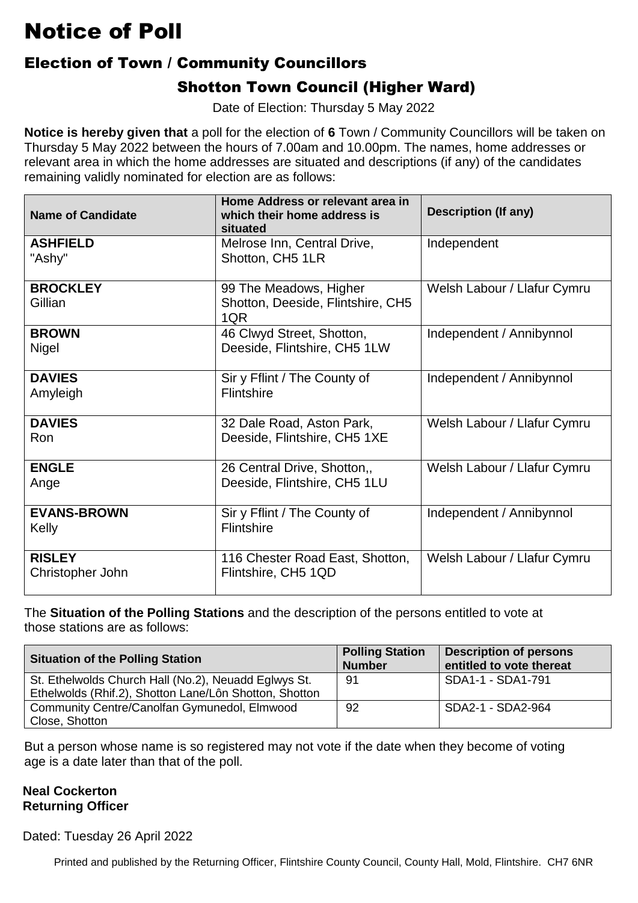# Notice of Poll

## Election of Town / Community Councillors

### Shotton Town Council (Higher Ward)

Date of Election: Thursday 5 May 2022

**Notice is hereby given that** a poll for the election of **6** Town / Community Councillors will be taken on Thursday 5 May 2022 between the hours of 7.00am and 10.00pm. The names, home addresses or relevant area in which the home addresses are situated and descriptions (if any) of the candidates remaining validly nominated for election are as follows:

| Name of Candidate | Home Address or relevant area in which their home address is situated | Description (If any) |
|---|---|---|
| **ASHFIELD** "Ashy" | Melrose Inn, Central Drive, Shotton, CH5 1LR | Independent |
| **BROCKLEY** Gillian | 99 The Meadows, Higher Shotton, Deeside, Flintshire, CH5 1QR | Welsh Labour / Llafur Cymru |
| **BROWN** Nigel | 46 Clwyd Street, Shotton, Deeside, Flintshire, CH5 1LW | Independent / Annibynnol |
| **DAVIES** Amyleigh | Sir y Fflint / The County of Flintshire | Independent / Annibynnol |
| **DAVIES** Ron | 32 Dale Road, Aston Park, Deeside, Flintshire, CH5 1XE | Welsh Labour / Llafur Cymru |
| **ENGLE** Ange | 26 Central Drive, Shotton,, Deeside, Flintshire, CH5 1LU | Welsh Labour / Llafur Cymru |
| **EVANS-BROWN** Kelly | Sir y Fflint / The County of Flintshire | Independent / Annibynnol |
| **RISLEY** Christopher John | 116 Chester Road East, Shotton, Flintshire, CH5 1QD | Welsh Labour / Llafur Cymru |

The **Situation of the Polling Stations** and the description of the persons entitled to vote at those stations are as follows:

| Situation of the Polling Station | Polling Station Number | Description of persons entitled to vote thereat |
|---|---|---|
| St. Ethelwolds Church Hall (No.2), Neuadd Eglwys St. Ethelwolds (Rhif.2), Shotton Lane/Lôn Shotton, Shotton | 91 | SDA1-1 - SDA1-791 |
| Community Centre/Canolfan Gymunedol, Elmwood Close, Shotton | 92 | SDA2-1 - SDA2-964 |

But a person whose name is so registered may not vote if the date when they become of voting age is a date later than that of the poll.

**Neal Cockerton**
**Returning Officer**

Dated: Tuesday 26 April 2022

Printed and published by the Returning Officer, Flintshire County Council, County Hall, Mold, Flintshire. CH7 6NR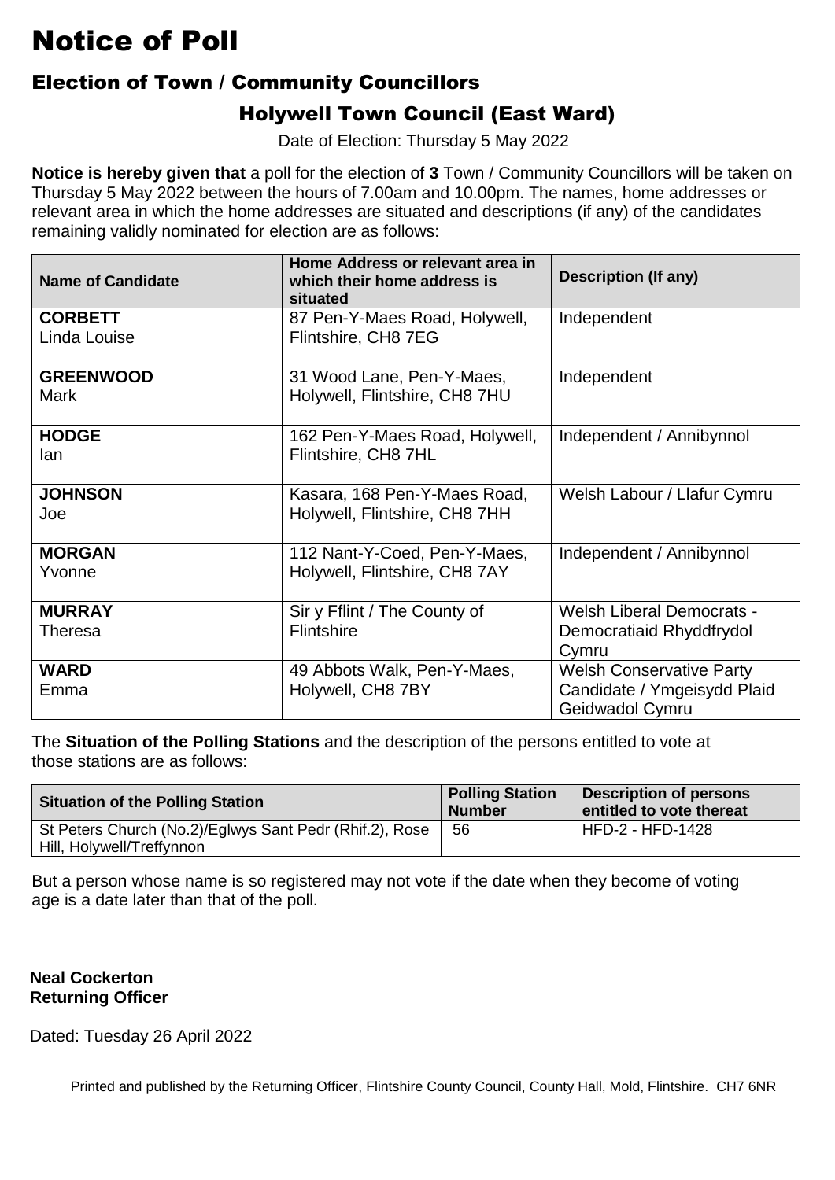# Notice of Poll

## Election of Town / Community Councillors

### Holywell Town Council (East Ward)

Date of Election: Thursday 5 May 2022

**Notice is hereby given that** a poll for the election of **3** Town / Community Councillors will be taken on Thursday 5 May 2022 between the hours of 7.00am and 10.00pm. The names, home addresses or relevant area in which the home addresses are situated and descriptions (if any) of the candidates remaining validly nominated for election are as follows:

| Name of Candidate | Home Address or relevant area in which their home address is situated | Description (If any) |
|---|---|---|
| **CORBETT** Linda Louise | 87 Pen-Y-Maes Road, Holywell, Flintshire, CH8 7EG | Independent |
| **GREENWOOD** Mark | 31 Wood Lane, Pen-Y-Maes, Holywell, Flintshire, CH8 7HU | Independent |
| **HODGE** Ian | 162 Pen-Y-Maes Road, Holywell, Flintshire, CH8 7HL | Independent / Annibynnol |
| **JOHNSON** Joe | Kasara, 168 Pen-Y-Maes Road, Holywell, Flintshire, CH8 7HH | Welsh Labour / Llafur Cymru |
| **MORGAN** Yvonne | 112 Nant-Y-Coed, Pen-Y-Maes, Holywell, Flintshire, CH8 7AY | Independent / Annibynnol |
| **MURRAY** Theresa | Sir y Fflint / The County of Flintshire | Welsh Liberal Democrats - Democratiaid Rhyddfrydol Cymru |
| **WARD** Emma | 49 Abbots Walk, Pen-Y-Maes, Holywell, CH8 7BY | Welsh Conservative Party Candidate / Ymgeisydd Plaid Geidwadol Cymru |

The **Situation of the Polling Stations** and the description of the persons entitled to vote at those stations are as follows:

| Situation of the Polling Station | Polling Station Number | Description of persons entitled to vote thereat |
|---|---|---|
| St Peters Church (No.2)/Eglwys Sant Pedr (Rhif.2), Rose Hill, Holywell/Treffynnon | 56 | HFD-2 - HFD-1428 |

But a person whose name is so registered may not vote if the date when they become of voting age is a date later than that of the poll.

**Neal Cockerton**
**Returning Officer**

Dated: Tuesday 26 April 2022

Printed and published by the Returning Officer, Flintshire County Council, County Hall, Mold, Flintshire. CH7 6NR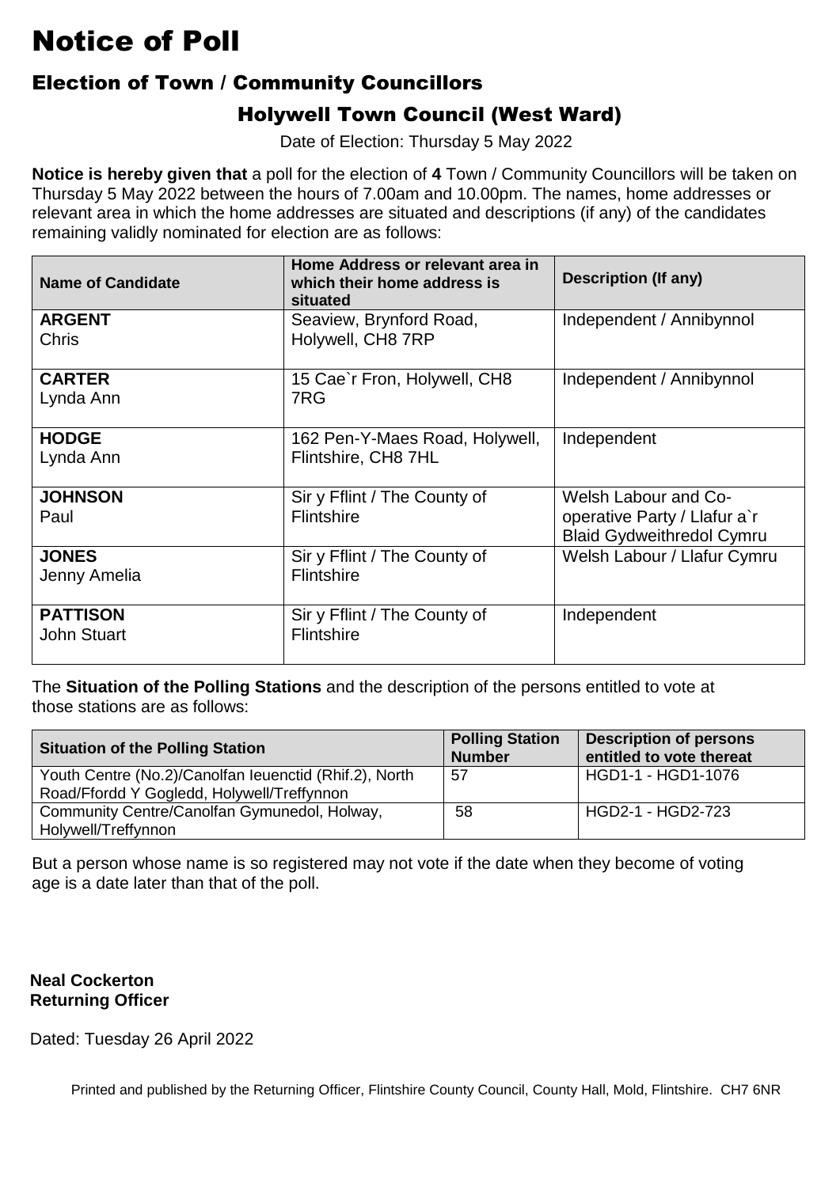# Notice of Poll

## Election of Town / Community Councillors

### Holywell Town Council (West Ward)

Date of Election: Thursday 5 May 2022

**Notice is hereby given that** a poll for the election of **4** Town / Community Councillors will be taken on Thursday 5 May 2022 between the hours of 7.00am and 10.00pm. The names, home addresses or relevant area in which the home addresses are situated and descriptions (if any) of the candidates remaining validly nominated for election are as follows:

| Name of Candidate | Home Address or relevant area in which their home address is situated | Description (If any) |
|---|---|---|
| **ARGENT** Chris | Seaview, Brynford Road, Holywell, CH8 7RP | Independent / Annibynnol |
| **CARTER** Lynda Ann | 15 Cae`r Fron, Holywell, CH8 7RG | Independent / Annibynnol |
| **HODGE** Lynda Ann | 162 Pen-Y-Maes Road, Holywell, Flintshire, CH8 7HL | Independent |
| **JOHNSON** Paul | Sir y Fflint / The County of Flintshire | Welsh Labour and Co-operative Party / Llafur a`r Blaid Gydweithredol Cymru |
| **JONES** Jenny Amelia | Sir y Fflint / The County of Flintshire | Welsh Labour / Llafur Cymru |
| **PATTISON** John Stuart | Sir y Fflint / The County of Flintshire | Independent |

The **Situation of the Polling Stations** and the description of the persons entitled to vote at those stations are as follows:

| Situation of the Polling Station | Polling Station Number | Description of persons entitled to vote thereat |
|---|---|---|
| Youth Centre (No.2)/Canolfan Ieuenctid (Rhif.2), North Road/Ffordd Y Gogledd, Holywell/Treffynnon | 57 | HGD1-1 - HGD1-1076 |
| Community Centre/Canolfan Gymunedol, Holway, Holywell/Treffynnon | 58 | HGD2-1 - HGD2-723 |

But a person whose name is so registered may not vote if the date when they become of voting age is a date later than that of the poll.

**Neal Cockerton**
**Returning Officer**

Dated: Tuesday 26 April 2022

Printed and published by the Returning Officer, Flintshire County Council, County Hall, Mold, Flintshire. CH7 6NR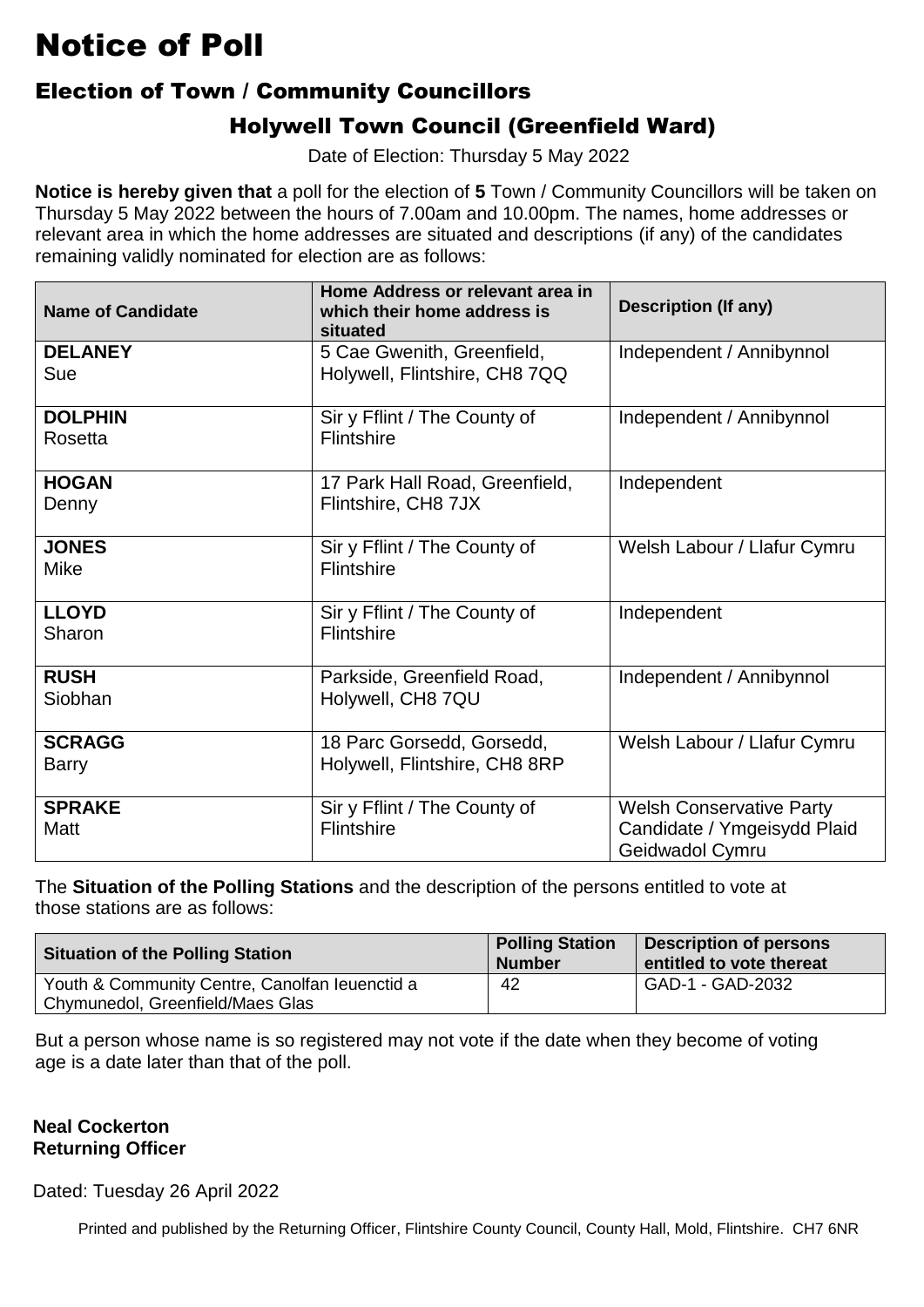# Notice of Poll

## Election of Town / Community Councillors

### Holywell Town Council (Greenfield Ward)

Date of Election: Thursday 5 May 2022

**Notice is hereby given that** a poll for the election of **5** Town / Community Councillors will be taken on Thursday 5 May 2022 between the hours of 7.00am and 10.00pm. The names, home addresses or relevant area in which the home addresses are situated and descriptions (if any) of the candidates remaining validly nominated for election are as follows:

| Name of Candidate | Home Address or relevant area in which their home address is situated | Description (If any) |
|---|---|---|
| **DELANEY** Sue | 5 Cae Gwenith, Greenfield, Holywell, Flintshire, CH8 7QQ | Independent / Annibynnol |
| **DOLPHIN** Rosetta | Sir y Fflint / The County of Flintshire | Independent / Annibynnol |
| **HOGAN** Denny | 17 Park Hall Road, Greenfield, Flintshire, CH8 7JX | Independent |
| **JONES** Mike | Sir y Fflint / The County of Flintshire | Welsh Labour / Llafur Cymru |
| **LLOYD** Sharon | Sir y Fflint / The County of Flintshire | Independent |
| **RUSH** Siobhan | Parkside, Greenfield Road, Holywell, CH8 7QU | Independent / Annibynnol |
| **SCRAGG** Barry | 18 Parc Gorsedd, Gorsedd, Holywell, Flintshire, CH8 8RP | Welsh Labour / Llafur Cymru |
| **SPRAKE** Matt | Sir y Fflint / The County of Flintshire | Welsh Conservative Party Candidate / Ymgeisydd Plaid Geidwadol Cymru |

The **Situation of the Polling Stations** and the description of the persons entitled to vote at those stations are as follows:

| Situation of the Polling Station | Polling Station Number | Description of persons entitled to vote thereat |
|---|---|---|
| Youth & Community Centre, Canolfan Ieuenctid a Chymunedol, Greenfield/Maes Glas | 42 | GAD-1 - GAD-2032 |

But a person whose name is so registered may not vote if the date when they become of voting age is a date later than that of the poll.

**Neal Cockerton**
**Returning Officer**

Dated: Tuesday 26 April 2022

Printed and published by the Returning Officer, Flintshire County Council, County Hall, Mold, Flintshire. CH7 6NR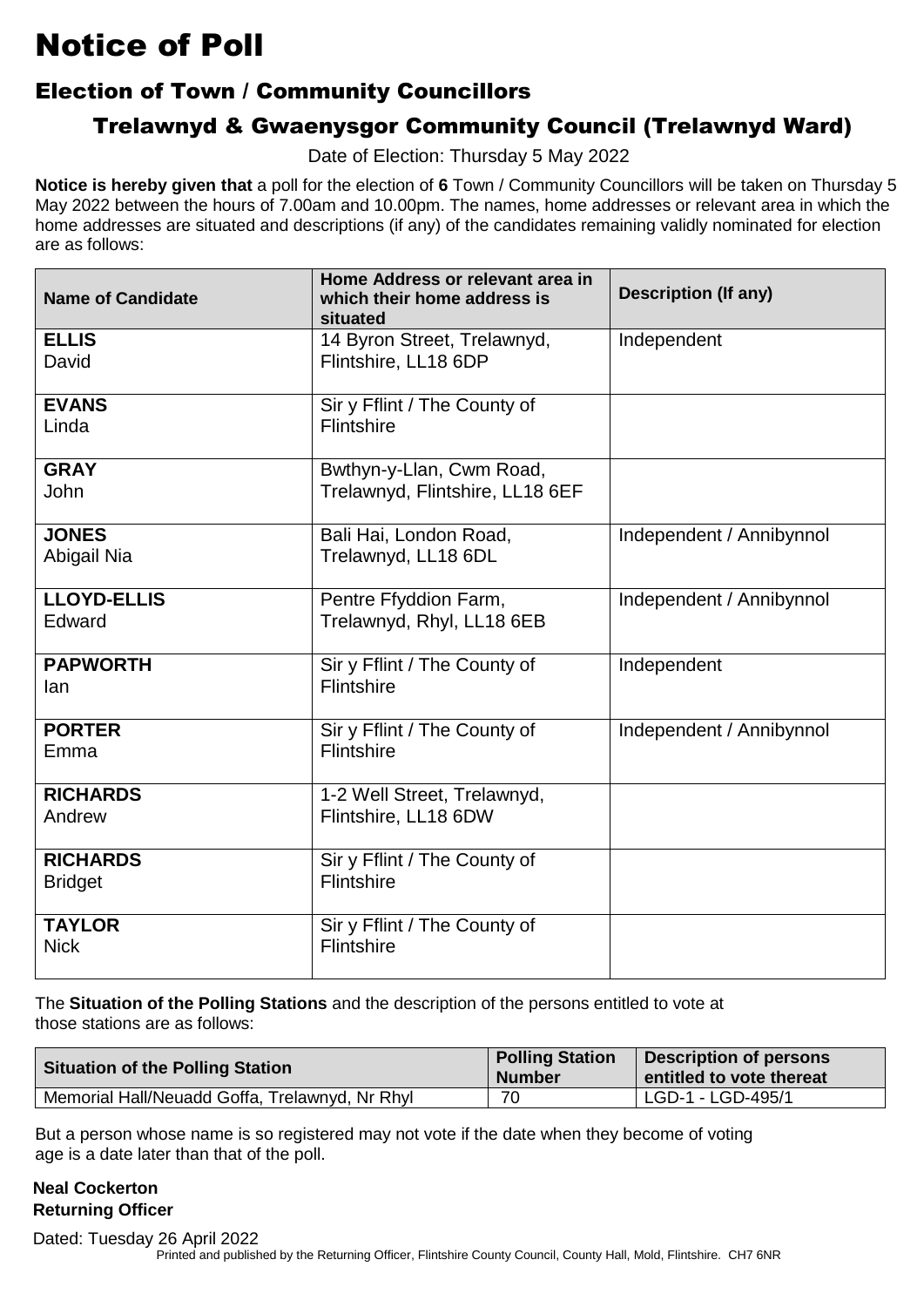# Notice of Poll

## Election of Town / Community Councillors

### Trelawnyd & Gwaenysgor Community Council (Trelawnyd Ward)

Date of Election: Thursday 5 May 2022

**Notice is hereby given that** a poll for the election of **6** Town / Community Councillors will be taken on Thursday 5 May 2022 between the hours of 7.00am and 10.00pm. The names, home addresses or relevant area in which the home addresses are situated and descriptions (if any) of the candidates remaining validly nominated for election are as follows:

| Name of Candidate | Home Address or relevant area in which their home address is situated | Description (If any) |
|---|---|---|
| **ELLIS** David | 14 Byron Street, Trelawnyd, Flintshire, LL18 6DP | Independent |
| **EVANS** Linda | Sir y Fflint / The County of Flintshire | |
| **GRAY** John | Bwthyn-y-Llan, Cwm Road, Trelawnyd, Flintshire, LL18 6EF | |
| **JONES** Abigail Nia | Bali Hai, London Road, Trelawnyd, LL18 6DL | Independent / Annibynnol |
| **LLOYD-ELLIS** Edward | Pentre Ffyddion Farm, Trelawnyd, Rhyl, LL18 6EB | Independent / Annibynnol |
| **PAPWORTH** Ian | Sir y Fflint / The County of Flintshire | Independent |
| **PORTER** Emma | Sir y Fflint / The County of Flintshire | Independent / Annibynnol |
| **RICHARDS** Andrew | 1-2 Well Street, Trelawnyd, Flintshire, LL18 6DW | |
| **RICHARDS** Bridget | Sir y Fflint / The County of Flintshire | |
| **TAYLOR** Nick | Sir y Fflint / The County of Flintshire | |

The **Situation of the Polling Stations** and the description of the persons entitled to vote at those stations are as follows:

| Situation of the Polling Station | Polling Station Number | Description of persons entitled to vote thereat |
|---|---|---|
| Memorial Hall/Neuadd Goffa, Trelawnyd, Nr Rhyl | 70 | LGD-1 - LGD-495/1 |

But a person whose name is so registered may not vote if the date when they become of voting age is a date later than that of the poll.

**Neal Cockerton**
**Returning Officer**

Dated: Tuesday 26 April 2022

Printed and published by the Returning Officer, Flintshire County Council, County Hall, Mold, Flintshire. CH7 6NR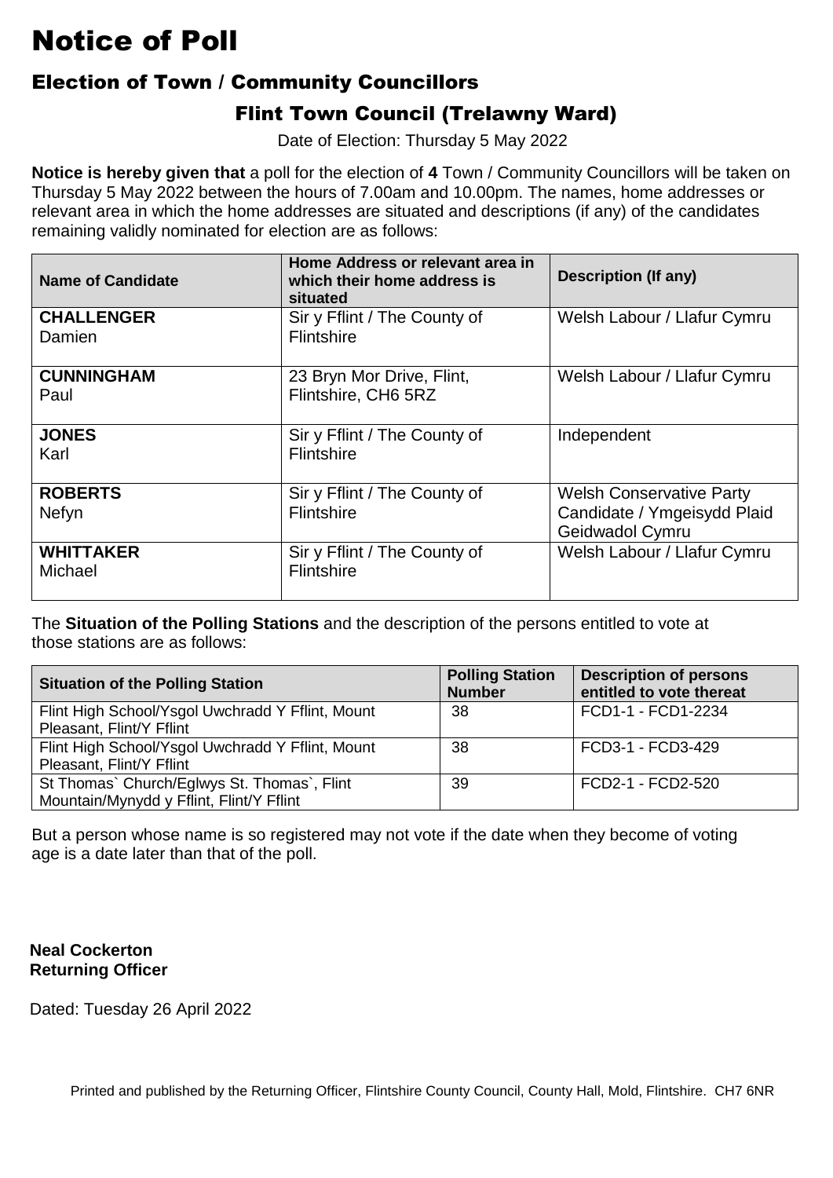# Notice of Poll

## Election of Town / Community Councillors

### Flint Town Council (Trelawny Ward)

Date of Election: Thursday 5 May 2022

**Notice is hereby given that** a poll for the election of **4** Town / Community Councillors will be taken on Thursday 5 May 2022 between the hours of 7.00am and 10.00pm. The names, home addresses or relevant area in which the home addresses are situated and descriptions (if any) of the candidates remaining validly nominated for election are as follows:

| Name of Candidate | Home Address or relevant area in which their home address is situated | Description (If any) |
| --- | --- | --- |
| **CHALLENGER** Damien | Sir y Fflint / The County of Flintshire | Welsh Labour / Llafur Cymru |
| **CUNNINGHAM** Paul | 23 Bryn Mor Drive, Flint, Flintshire, CH6 5RZ | Welsh Labour / Llafur Cymru |
| **JONES** Karl | Sir y Fflint / The County of Flintshire | Independent |
| **ROBERTS** Nefyn | Sir y Fflint / The County of Flintshire | Welsh Conservative Party Candidate / Ymgeisydd Plaid Geidwadol Cymru |
| **WHITTAKER** Michael | Sir y Fflint / The County of Flintshire | Welsh Labour / Llafur Cymru |

The **Situation of the Polling Stations** and the description of the persons entitled to vote at those stations are as follows:

| Situation of the Polling Station | Polling Station Number | Description of persons entitled to vote thereat |
| --- | --- | --- |
| Flint High School/Ysgol Uwchradd Y Fflint, Mount Pleasant, Flint/Y Fflint | 38 | FCD1-1 - FCD1-2234 |
| Flint High School/Ysgol Uwchradd Y Fflint, Mount Pleasant, Flint/Y Fflint | 38 | FCD3-1 - FCD3-429 |
| St Thomas` Church/Eglwys St. Thomas`, Flint Mountain/Mynydd y Fflint, Flint/Y Fflint | 39 | FCD2-1 - FCD2-520 |

But a person whose name is so registered may not vote if the date when they become of voting age is a date later than that of the poll.

**Neal Cockerton**
**Returning Officer**

Dated: Tuesday 26 April 2022

Printed and published by the Returning Officer, Flintshire County Council, County Hall, Mold, Flintshire. CH7 6NR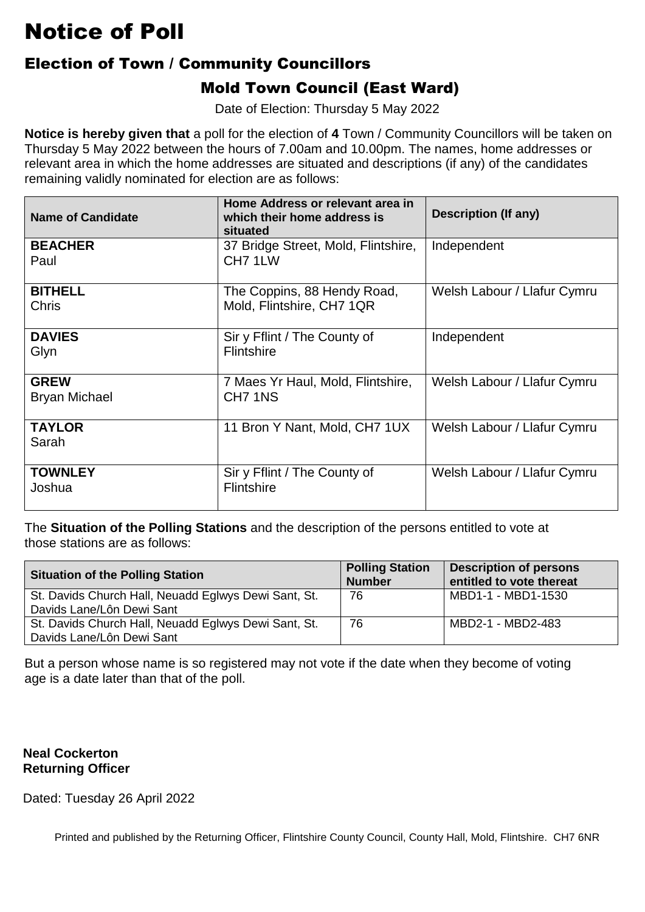# Notice of Poll

## Election of Town / Community Councillors

### Mold Town Council (East Ward)

Date of Election: Thursday 5 May 2022

**Notice is hereby given that** a poll for the election of **4** Town / Community Councillors will be taken on Thursday 5 May 2022 between the hours of 7.00am and 10.00pm. The names, home addresses or relevant area in which the home addresses are situated and descriptions (if any) of the candidates remaining validly nominated for election are as follows:

| Name of Candidate | Home Address or relevant area in which their home address is situated | Description (If any) |
|---|---|---|
| **BEACHER** Paul | 37 Bridge Street, Mold, Flintshire, CH7 1LW | Independent |
| **BITHELL** Chris | The Coppins, 88 Hendy Road, Mold, Flintshire, CH7 1QR | Welsh Labour / Llafur Cymru |
| **DAVIES** Glyn | Sir y Fflint / The County of Flintshire | Independent |
| **GREW** Bryan Michael | 7 Maes Yr Haul, Mold, Flintshire, CH7 1NS | Welsh Labour / Llafur Cymru |
| **TAYLOR** Sarah | 11 Bron Y Nant, Mold, CH7 1UX | Welsh Labour / Llafur Cymru |
| **TOWNLEY** Joshua | Sir y Fflint / The County of Flintshire | Welsh Labour / Llafur Cymru |

The **Situation of the Polling Stations** and the description of the persons entitled to vote at those stations are as follows:

| Situation of the Polling Station | Polling Station Number | Description of persons entitled to vote thereat |
|---|---|---|
| St. Davids Church Hall, Neuadd Eglwys Dewi Sant, St. Davids Lane/Lôn Dewi Sant | 76 | MBD1-1 - MBD1-1530 |
| St. Davids Church Hall, Neuadd Eglwys Dewi Sant, St. Davids Lane/Lôn Dewi Sant | 76 | MBD2-1 - MBD2-483 |

But a person whose name is so registered may not vote if the date when they become of voting age is a date later than that of the poll.

**Neal Cockerton**
**Returning Officer**

Dated: Tuesday 26 April 2022

Printed and published by the Returning Officer, Flintshire County Council, County Hall, Mold, Flintshire. CH7 6NR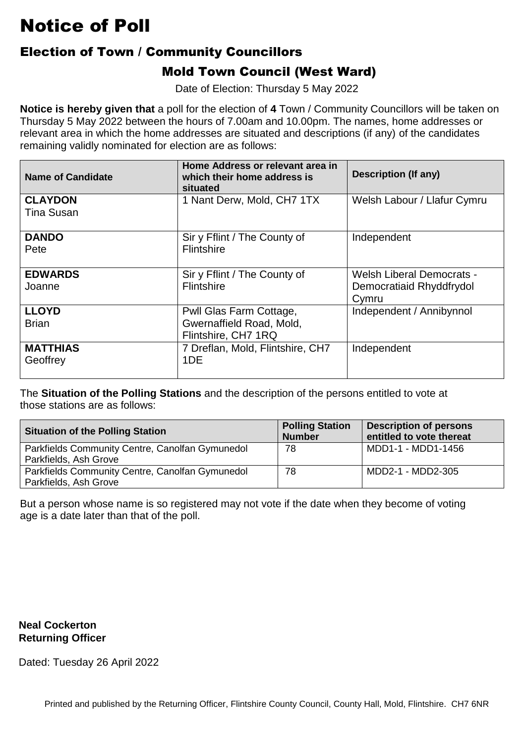# Notice of Poll

## Election of Town / Community Councillors

### Mold Town Council (West Ward)

Date of Election: Thursday 5 May 2022

**Notice is hereby given that** a poll for the election of **4** Town / Community Councillors will be taken on Thursday 5 May 2022 between the hours of 7.00am and 10.00pm. The names, home addresses or relevant area in which the home addresses are situated and descriptions (if any) of the candidates remaining validly nominated for election are as follows:

| Name of Candidate | Home Address or relevant area in which their home address is situated | Description (If any) |
|---|---|---|
| **CLAYDON** Tina Susan | 1 Nant Derw, Mold, CH7 1TX | Welsh Labour / Llafur Cymru |
| **DANDO** Pete | Sir y Fflint / The County of Flintshire | Independent |
| **EDWARDS** Joanne | Sir y Fflint / The County of Flintshire | Welsh Liberal Democrats - Democratiaid Rhyddfrydol Cymru |
| **LLOYD** Brian | Pwll Glas Farm Cottage, Gwernaffield Road, Mold, Flintshire, CH7 1RQ | Independent / Annibynnol |
| **MATTHIAS** Geoffrey | 7 Dreflan, Mold, Flintshire, CH7 1DE | Independent |

The **Situation of the Polling Stations** and the description of the persons entitled to vote at those stations are as follows:

| Situation of the Polling Station | Polling Station Number | Description of persons entitled to vote thereat |
|---|---|---|
| Parkfields Community Centre, Canolfan Gymunedol Parkfields, Ash Grove | 78 | MDD1-1 - MDD1-1456 |
| Parkfields Community Centre, Canolfan Gymunedol Parkfields, Ash Grove | 78 | MDD2-1 - MDD2-305 |

But a person whose name is so registered may not vote if the date when they become of voting age is a date later than that of the poll.

**Neal Cockerton**
**Returning Officer**

Dated: Tuesday 26 April 2022

Printed and published by the Returning Officer, Flintshire County Council, County Hall, Mold, Flintshire. CH7 6NR